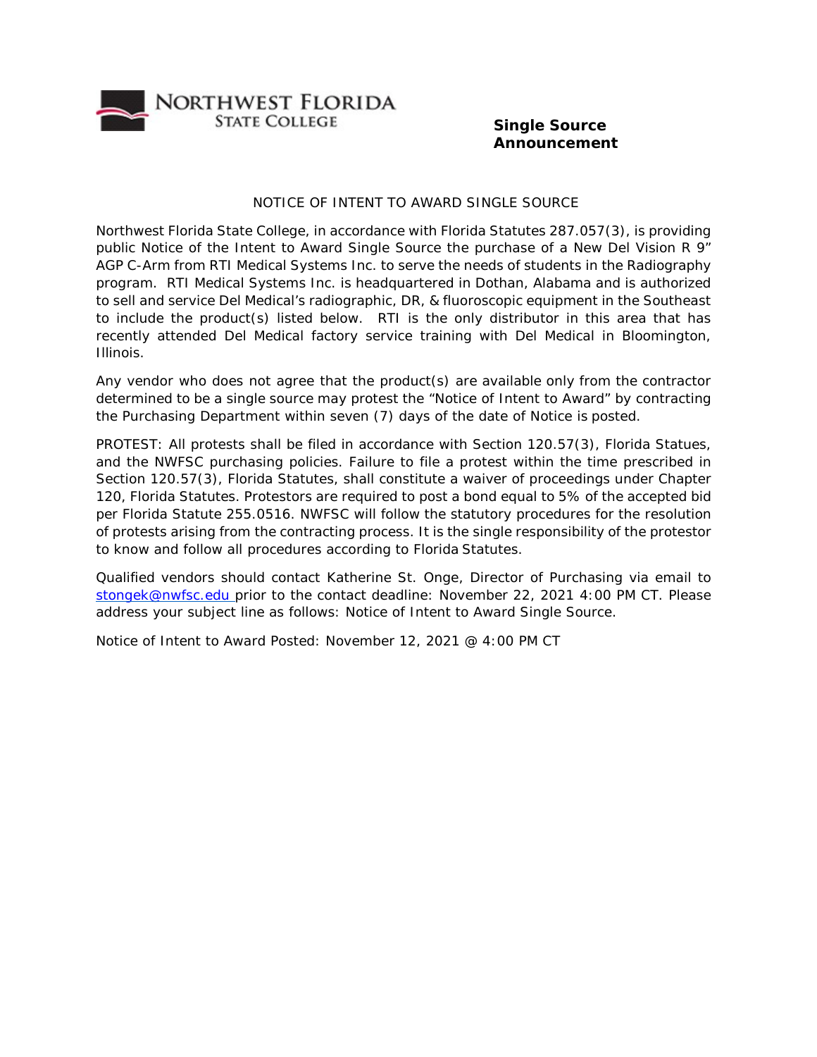NORTHWEST FLORIDA STATE COLLEGE

**Single Source Announcement**

NOTICE OF INTENT TO AWARD SINGLE SOURCE

Northwest Florida State College, in accordance with Florida Statutes 287.057(3), is providing public Notice of the Intent to Award Single Source the purchase of a New Del Vision R 9" AGP C-Arm from RTI Medical Systems Inc. to serve the needs of students in the Radiography program. RTI Medical Systems Inc. is headquartered in Dothan, Alabama and is authorized to sell and service Del Medical's radiographic, DR, & fluoroscopic equipment in the Southeast to include the product(s) listed below. RTI is the only distributor in this area that has recently attended Del Medical factory service training with Del Medical in Bloomington, Illinois.

Any vendor who does not agree that the product(s) are available only from the contractor determined to be a single source may protest the "Notice of Intent to Award" by contracting the Purchasing Department within seven (7) days of the date of Notice is posted.

PROTEST: All protests shall be filed in accordance with Section 120.57(3), Florida Statues, and the NWFSC purchasing policies. Failure to file a protest within the time prescribed in Section 120.57(3), Florida Statutes, shall constitute a waiver of proceedings under Chapter 120, Florida Statutes. Protestors are required to post a bond equal to 5% of the accepted bid per Florida Statute 255.0516. NWFSC will follow the statutory procedures for the resolution of protests arising from the contracting process. It is the single responsibility of the protestor to know and follow all procedures according to Florida Statutes.

Qualified vendors should contact Katherine St. Onge, Director of Purchasing via email to stongek@nwfsc.edu prior to the contact deadline: November 22, 2021 4:00 PM CT. Please address your subject line as follows: Notice of Intent to Award Single Source.

Notice of Intent to Award Posted: November 12, 2021 @ 4:00 PM CT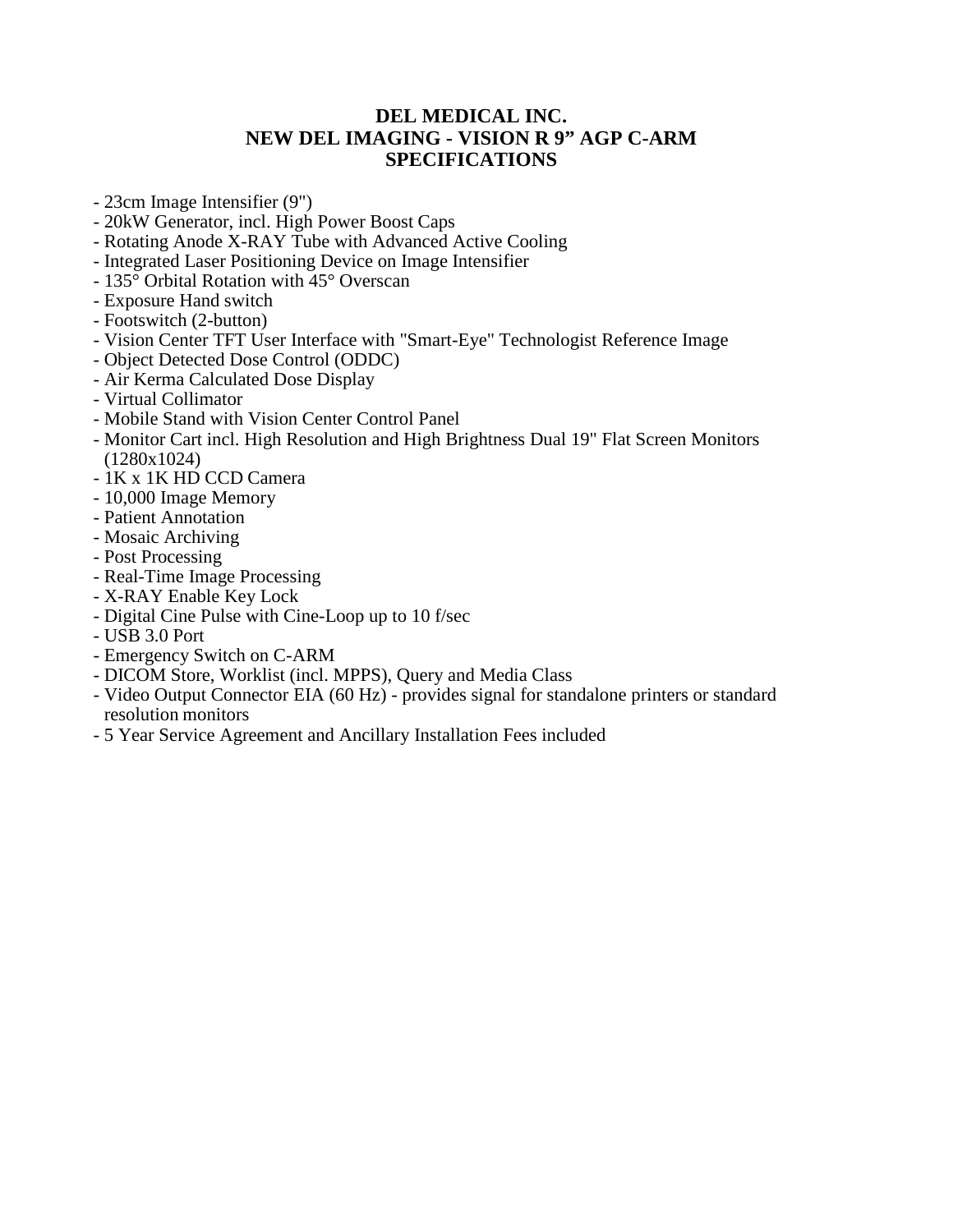# DEL MEDICAL INC.
## NEW DEL IMAGING - VISION R 9" AGP C-ARM
## SPECIFICATIONS

- 23cm Image Intensifier (9")
- 20kW Generator, incl. High Power Boost Caps
- Rotating Anode X-RAY Tube with Advanced Active Cooling
- Integrated Laser Positioning Device on Image Intensifier
- 135° Orbital Rotation with 45° Overscan
- Exposure Hand switch
- Footswitch (2-button)
- Vision Center TFT User Interface with "Smart-Eye" Technologist Reference Image
- Object Detected Dose Control (ODDC)
- Air Kerma Calculated Dose Display
- Virtual Collimator
- Mobile Stand with Vision Center Control Panel
- Monitor Cart incl. High Resolution and High Brightness Dual 19" Flat Screen Monitors (1280x1024)
- 1K x 1K HD CCD Camera
- 10,000 Image Memory
- Patient Annotation
- Mosaic Archiving
- Post Processing
- Real-Time Image Processing
- X-RAY Enable Key Lock
- Digital Cine Pulse with Cine-Loop up to 10 f/sec
- USB 3.0 Port
- Emergency Switch on C-ARM
- DICOM Store, Worklist (incl. MPPS), Query and Media Class
- Video Output Connector EIA (60 Hz) - provides signal for standalone printers or standard resolution monitors
- 5 Year Service Agreement and Ancillary Installation Fees included